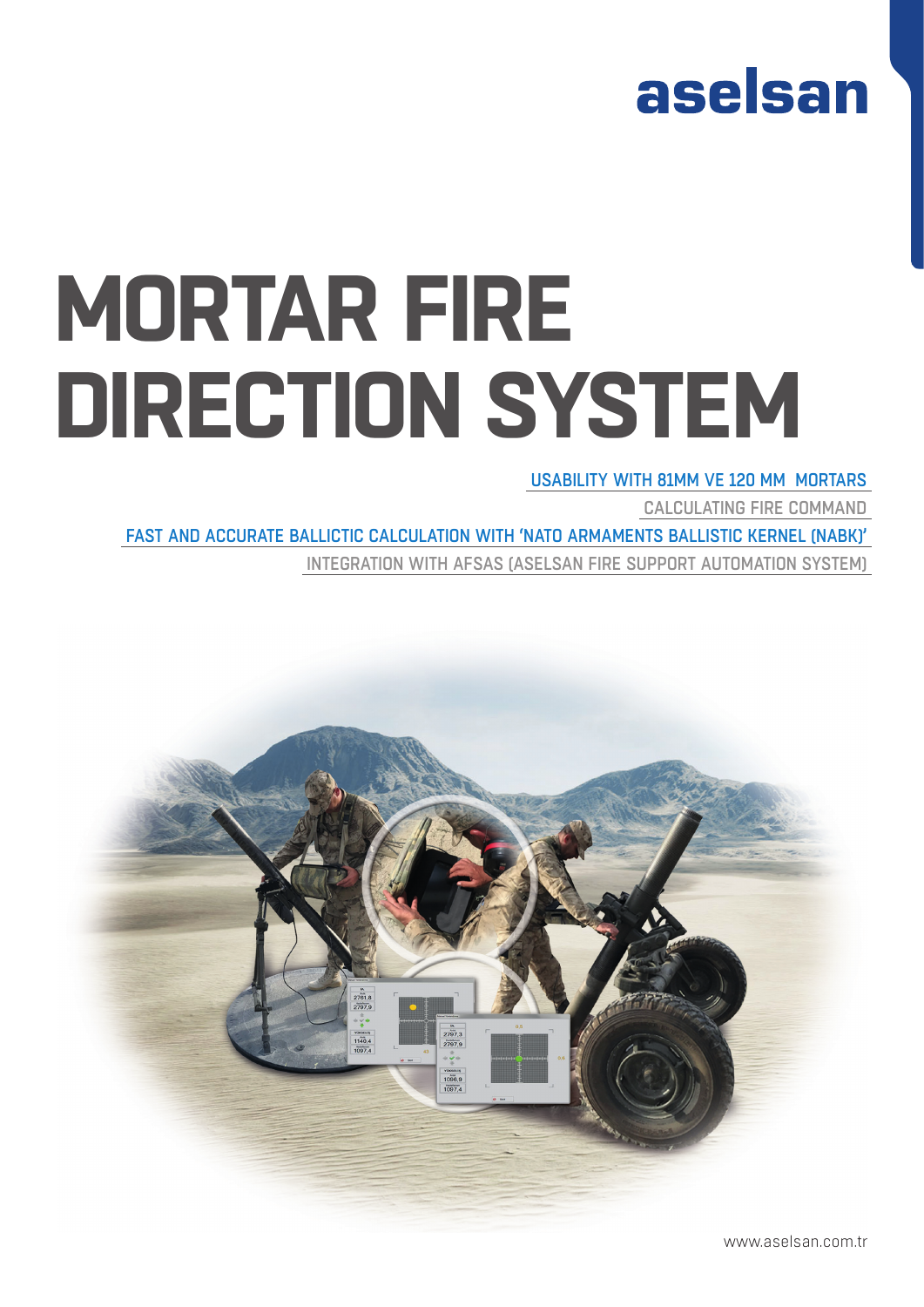aselsan

# MORTAR FIRE DIRECTION SYSTEM

USABILITY WITH 81MM VE 120 MM MORTARS

CALCULATING FIRE COMMAND

FAST AND ACCURATE BALLICTIC CALCULATION WITH 'NATO ARMAMENTS BALLISTIC KERNEL (NABK)'

INTEGRATION WITH AFSAS (ASELSAN FIRE SUPPORT AUTOMATION SYSTEM)

www.aselsan.com.tr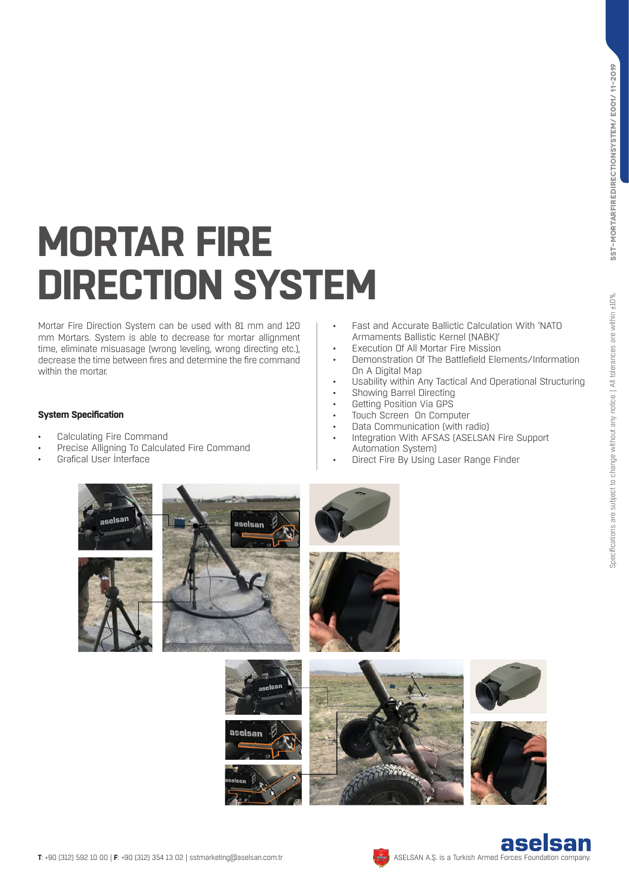# MORTAR FIRE DIRECTION SYSTEM

Mortar Fire Direction System can be used with 81 mm and 120 mm Mortars. System is able to decrease for mortar allignment time, eliminate misuasage (wrong leveling, wrong directing etc.), decrease the time between fires and determine the fire command within the mortar.

### System Specification

- Calculating Fire Command
- Precise Alligning To Calculated Fire Command
- Grafical User İnterface
- Fast and Accurate Ballictic Calculation With 'NATO Armaments Ballistic Kernel (NABK)'
- Execution Of All Mortar Fire Mission
- Demonstration Of The Battlefield Elements/Information On A Digital Map
- Usability within Any Tactical And Operational Structuring
- Showing Barrel Directing
- Getting Position Via GPS
- Touch Screen On Computer
- Data Communication (with radio)
- Integration With AFSAS (ASELSAN Fire Support Automation System)
- Direct Fire By Using Laser Range Finder

Specifications are subject to change without any notice | All tolerances are within ±10%.

SST-MORTARFIREDIRECTIONSYSTEM/ E001/ 11-2019

**T**: +90 (312) 592 10 00 | **F**: +90 (312) 354 13 02 | sstmarketing@aselsan.com.tr

aselsan

ASELSAN A.Ş. is a Turkish Armed Forces Foundation company.